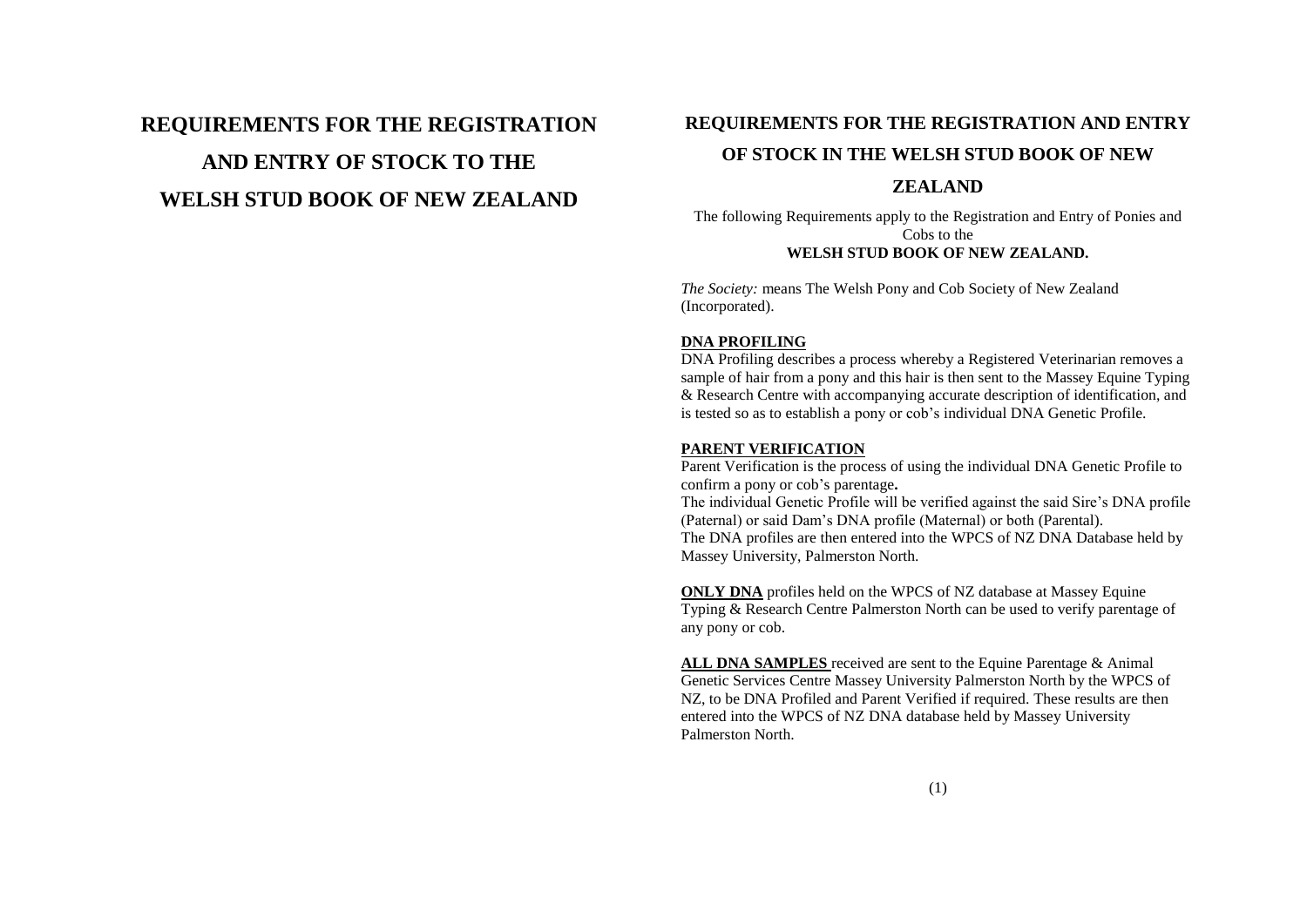# REQUIREMENTS FOR THE REGISTRATION AND ENTRY OF STOCK TO THE WELSH STUD BOOK OF NEW ZEALAND

## REQUIREMENTS FOR THE REGISTRATION AND ENTRY OF STOCK IN THE WELSH STUD BOOK OF NEW ZEALAND

The following Requirements apply to the Registration and Entry of Ponies and Cobs to the
**WELSH STUD BOOK OF NEW ZEALAND.**

*The Society:* means The Welsh Pony and Cob Society of New Zealand (Incorporated).

**DNA PROFILING**

DNA Profiling describes a process whereby a Registered Veterinarian removes a sample of hair from a pony and this hair is then sent to the Massey Equine Typing & Research Centre with accompanying accurate description of identification, and is tested so as to establish a pony or cob's individual DNA Genetic Profile.

**PARENT VERIFICATION**

Parent Verification is the process of using the individual DNA Genetic Profile to confirm a pony or cob's parentage**.**

The individual Genetic Profile will be verified against the said Sire's DNA profile (Paternal) or said Dam's DNA profile (Maternal) or both (Parental).

The DNA profiles are then entered into the WPCS of NZ DNA Database held by Massey University, Palmerston North.

**ONLY DNA** profiles held on the WPCS of NZ database at Massey Equine Typing & Research Centre Palmerston North can be used to verify parentage of any pony or cob.

**ALL DNA SAMPLES** received are sent to the Equine Parentage & Animal Genetic Services Centre Massey University Palmerston North by the WPCS of NZ, to be DNA Profiled and Parent Verified if required. These results are then entered into the WPCS of NZ DNA database held by Massey University Palmerston North.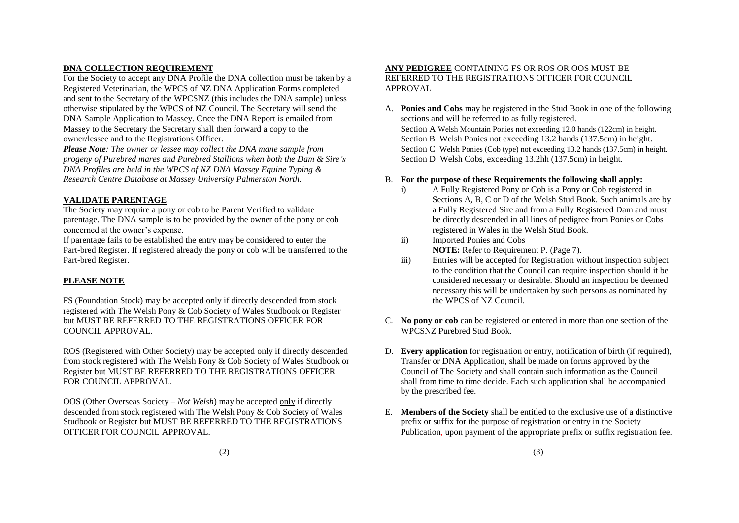**DNA COLLECTION REQUIREMENT**

For the Society to accept any DNA Profile the DNA collection must be taken by a Registered Veterinarian, the WPCS of NZ DNA Application Forms completed and sent to the Secretary of the WPCSNZ (this includes the DNA sample) unless otherwise stipulated by the WPCS of NZ Council. The Secretary will send the DNA Sample Application to Massey. Once the DNA Report is emailed from Massey to the Secretary the Secretary shall then forward a copy to the owner/lessee and to the Registrations Officer.

***Please Note****: The owner or lessee may collect the DNA mane sample from progeny of Purebred mares and Purebred Stallions when both the Dam & Sire's DNA Profiles are held in the WPCS of NZ DNA Massey Equine Typing & Research Centre Database at Massey University Palmerston North.*

**VALIDATE PARENTAGE**

The Society may require a pony or cob to be Parent Verified to validate parentage. The DNA sample is to be provided by the owner of the pony or cob concerned at the owner's expense.

If parentage fails to be established the entry may be considered to enter the Part-bred Register. If registered already the pony or cob will be transferred to the Part-bred Register.

**PLEASE NOTE**

FS (Foundation Stock) may be accepted only if directly descended from stock registered with The Welsh Pony & Cob Society of Wales Studbook or Register but MUST BE REFERRED TO THE REGISTRATIONS OFFICER FOR COUNCIL APPROVAL.

ROS (Registered with Other Society) may be accepted only if directly descended from stock registered with The Welsh Pony & Cob Society of Wales Studbook or Register but MUST BE REFERRED TO THE REGISTRATIONS OFFICER FOR COUNCIL APPROVAL.

OOS (Other Overseas Society – *Not Welsh*) may be accepted only if directly descended from stock registered with The Welsh Pony & Cob Society of Wales Studbook or Register but MUST BE REFERRED TO THE REGISTRATIONS OFFICER FOR COUNCIL APPROVAL.

**ANY PEDIGREE** CONTAINING FS OR ROS OR OOS MUST BE REFERRED TO THE REGISTRATIONS OFFICER FOR COUNCIL APPROVAL

A. **Ponies and Cobs** may be registered in the Stud Book in one of the following sections and will be referred to as fully registered.
   Section A Welsh Mountain Ponies not exceeding 12.0 hands (122cm) in height.
   Section B Welsh Ponies not exceeding 13.2 hands (137.5cm) in height.
   Section C Welsh Ponies (Cob type) not exceeding 13.2 hands (137.5cm) in height.
   Section D Welsh Cobs, exceeding 13.2hh (137.5cm) in height.

B. **For the purpose of these Requirements the following shall apply:**
   i) A Fully Registered Pony or Cob is a Pony or Cob registered in Sections A, B, C or D of the Welsh Stud Book. Such animals are by a Fully Registered Sire and from a Fully Registered Dam and must be directly descended in all lines of pedigree from Ponies or Cobs registered in Wales in the Welsh Stud Book.
   ii) Imported Ponies and Cobs
   **NOTE:** Refer to Requirement P. (Page 7).
   iii) Entries will be accepted for Registration without inspection subject to the condition that the Council can require inspection should it be considered necessary or desirable. Should an inspection be deemed necessary this will be undertaken by such persons as nominated by the WPCS of NZ Council.

C. **No pony or cob** can be registered or entered in more than one section of the WPCSNZ Purebred Stud Book.

D. **Every application** for registration or entry, notification of birth (if required), Transfer or DNA Application, shall be made on forms approved by the Council of The Society and shall contain such information as the Council shall from time to time decide. Each such application shall be accompanied by the prescribed fee.

E. **Members of the Society** shall be entitled to the exclusive use of a distinctive prefix or suffix for the purpose of registration or entry in the Society Publication, upon payment of the appropriate prefix or suffix registration fee.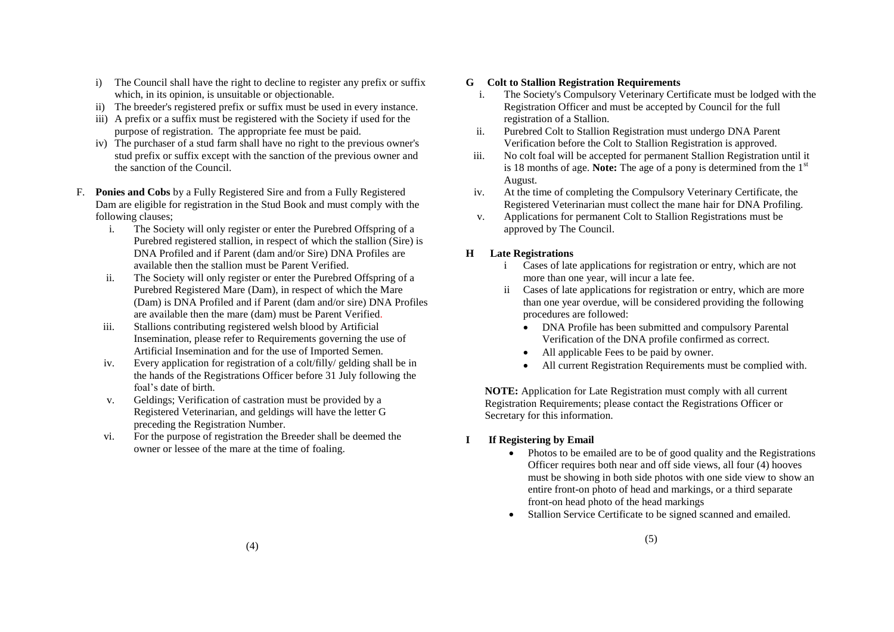i) The Council shall have the right to decline to register any prefix or suffix which, in its opinion, is unsuitable or objectionable.
ii) The breeder's registered prefix or suffix must be used in every instance.
iii) A prefix or a suffix must be registered with the Society if used for the purpose of registration. The appropriate fee must be paid.
iv) The purchaser of a stud farm shall have no right to the previous owner's stud prefix or suffix except with the sanction of the previous owner and the sanction of the Council.

F. **Ponies and Cobs** by a Fully Registered Sire and from a Fully Registered Dam are eligible for registration in the Stud Book and must comply with the following clauses;

i. The Society will only register or enter the Purebred Offspring of a Purebred registered stallion, in respect of which the stallion (Sire) is DNA Profiled and if Parent (dam and/or Sire) DNA Profiles are available then the stallion must be Parent Verified.
ii. The Society will only register or enter the Purebred Offspring of a Purebred Registered Mare (Dam), in respect of which the Mare (Dam) is DNA Profiled and if Parent (dam and/or sire) DNA Profiles are available then the mare (dam) must be Parent Verified.
iii. Stallions contributing registered welsh blood by Artificial Insemination, please refer to Requirements governing the use of Artificial Insemination and for the use of Imported Semen.
iv. Every application for registration of a colt/filly/ gelding shall be in the hands of the Registrations Officer before 31 July following the foal's date of birth.
v. Geldings; Verification of castration must be provided by a Registered Veterinarian, and geldings will have the letter G preceding the Registration Number.
vi. For the purpose of registration the Breeder shall be deemed the owner or lessee of the mare at the time of foaling.

**G Colt to Stallion Registration Requirements**

i. The Society's Compulsory Veterinary Certificate must be lodged with the Registration Officer and must be accepted by Council for the full registration of a Stallion.
ii. Purebred Colt to Stallion Registration must undergo DNA Parent Verification before the Colt to Stallion Registration is approved.
iii. No colt foal will be accepted for permanent Stallion Registration until it is 18 months of age. **Note:** The age of a pony is determined from the 1st August.
iv. At the time of completing the Compulsory Veterinary Certificate, the Registered Veterinarian must collect the mane hair for DNA Profiling.
v. Applications for permanent Colt to Stallion Registrations must be approved by The Council.

**H Late Registrations**

i Cases of late applications for registration or entry, which are not more than one year, will incur a late fee.
ii Cases of late applications for registration or entry, which are more than one year overdue, will be considered providing the following procedures are followed:
- DNA Profile has been submitted and compulsory Parental Verification of the DNA profile confirmed as correct.
- All applicable Fees to be paid by owner.
- All current Registration Requirements must be complied with.

**NOTE:** Application for Late Registration must comply with all current Registration Requirements; please contact the Registrations Officer or Secretary for this information.

**I If Registering by Email**

- Photos to be emailed are to be of good quality and the Registrations Officer requires both near and off side views, all four (4) hooves must be showing in both side photos with one side view to show an entire front-on photo of head and markings, or a third separate front-on head photo of the head markings
- Stallion Service Certificate to be signed scanned and emailed.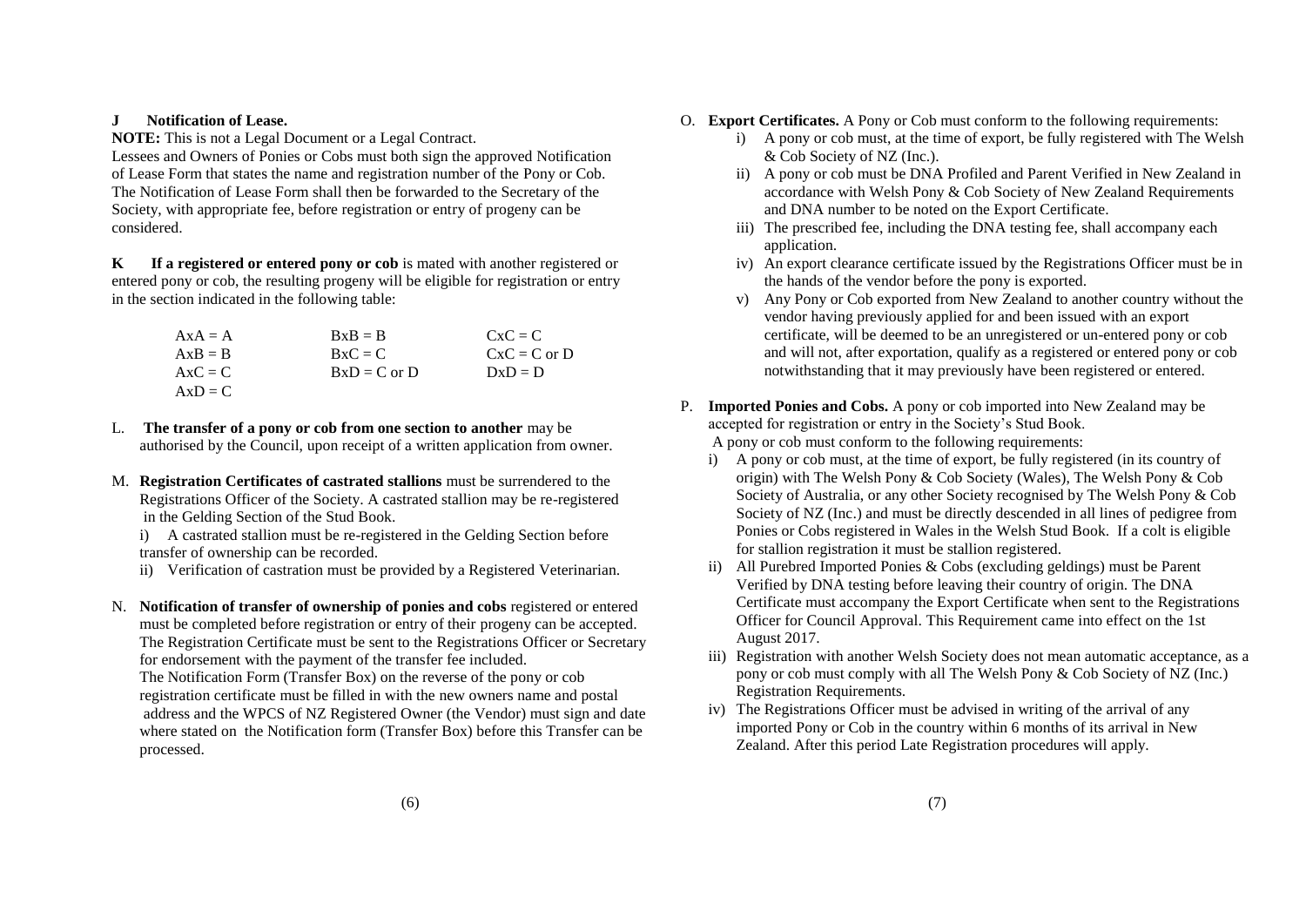**J Notification of Lease.**

**NOTE:** This is not a Legal Document or a Legal Contract.

Lessees and Owners of Ponies or Cobs must both sign the approved Notification of Lease Form that states the name and registration number of the Pony or Cob. The Notification of Lease Form shall then be forwarded to the Secretary of the Society, with appropriate fee, before registration or entry of progeny can be considered.

**K If a registered or entered pony or cob** is mated with another registered or entered pony or cob, the resulting progeny will be eligible for registration or entry in the section indicated in the following table:

| | | |
|---|---|---|
| AxA = A | BxB = B | CxC = C |
| AxB = B | BxC = C | CxC = C or D |
| AxC = C | BxD = C or D | DxD = D |
| AxD = C | | |

L. **The transfer of a pony or cob from one section to another** may be authorised by the Council, upon receipt of a written application from owner.

M. **Registration Certificates of castrated stallions** must be surrendered to the Registrations Officer of the Society. A castrated stallion may be re-registered in the Gelding Section of the Stud Book.

i) A castrated stallion must be re-registered in the Gelding Section before transfer of ownership can be recorded.

ii) Verification of castration must be provided by a Registered Veterinarian.

N. **Notification of transfer of ownership of ponies and cobs** registered or entered must be completed before registration or entry of their progeny can be accepted. The Registration Certificate must be sent to the Registrations Officer or Secretary for endorsement with the payment of the transfer fee included.
The Notification Form (Transfer Box) on the reverse of the pony or cob registration certificate must be filled in with the new owners name and postal address and the WPCS of NZ Registered Owner (the Vendor) must sign and date where stated on the Notification form (Transfer Box) before this Transfer can be processed.

O. **Export Certificates.** A Pony or Cob must conform to the following requirements:

i) A pony or cob must, at the time of export, be fully registered with The Welsh & Cob Society of NZ (Inc.).

ii) A pony or cob must be DNA Profiled and Parent Verified in New Zealand in accordance with Welsh Pony & Cob Society of New Zealand Requirements and DNA number to be noted on the Export Certificate.

iii) The prescribed fee, including the DNA testing fee, shall accompany each application.

iv) An export clearance certificate issued by the Registrations Officer must be in the hands of the vendor before the pony is exported.

v) Any Pony or Cob exported from New Zealand to another country without the vendor having previously applied for and been issued with an export certificate, will be deemed to be an unregistered or un-entered pony or cob and will not, after exportation, qualify as a registered or entered pony or cob notwithstanding that it may previously have been registered or entered.

P. **Imported Ponies and Cobs.** A pony or cob imported into New Zealand may be accepted for registration or entry in the Society's Stud Book.
A pony or cob must conform to the following requirements:

i) A pony or cob must, at the time of export, be fully registered (in its country of origin) with The Welsh Pony & Cob Society (Wales), The Welsh Pony & Cob Society of Australia, or any other Society recognised by The Welsh Pony & Cob Society of NZ (Inc.) and must be directly descended in all lines of pedigree from Ponies or Cobs registered in Wales in the Welsh Stud Book. If a colt is eligible for stallion registration it must be stallion registered.

ii) All Purebred Imported Ponies & Cobs (excluding geldings) must be Parent Verified by DNA testing before leaving their country of origin. The DNA Certificate must accompany the Export Certificate when sent to the Registrations Officer for Council Approval. This Requirement came into effect on the 1st August 2017.

iii) Registration with another Welsh Society does not mean automatic acceptance, as a pony or cob must comply with all The Welsh Pony & Cob Society of NZ (Inc.) Registration Requirements.

iv) The Registrations Officer must be advised in writing of the arrival of any imported Pony or Cob in the country within 6 months of its arrival in New Zealand. After this period Late Registration procedures will apply.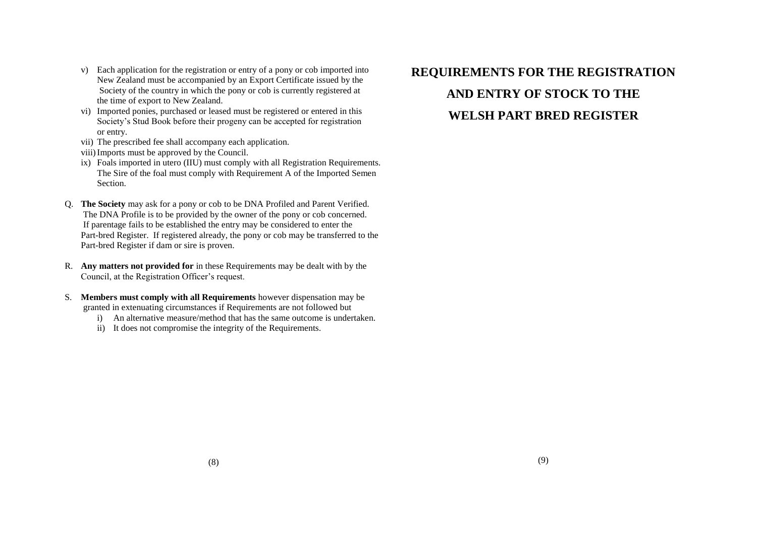v) Each application for the registration or entry of a pony or cob imported into New Zealand must be accompanied by an Export Certificate issued by the Society of the country in which the pony or cob is currently registered at the time of export to New Zealand.

vi) Imported ponies, purchased or leased must be registered or entered in this Society's Stud Book before their progeny can be accepted for registration or entry.

vii) The prescribed fee shall accompany each application.

viii) Imports must be approved by the Council.

ix) Foals imported in utero (IIU) must comply with all Registration Requirements. The Sire of the foal must comply with Requirement A of the Imported Semen Section.

Q. **The Society** may ask for a pony or cob to be DNA Profiled and Parent Verified. The DNA Profile is to be provided by the owner of the pony or cob concerned. If parentage fails to be established the entry may be considered to enter the Part-bred Register. If registered already, the pony or cob may be transferred to the Part-bred Register if dam or sire is proven.

R. **Any matters not provided for** in these Requirements may be dealt with by the Council, at the Registration Officer's request.

S. **Members must comply with all Requirements** however dispensation may be granted in extenuating circumstances if Requirements are not followed but

   i) An alternative measure/method that has the same outcome is undertaken.

   ii) It does not compromise the integrity of the Requirements.

# REQUIREMENTS FOR THE REGISTRATION AND ENTRY OF STOCK TO THE WELSH PART BRED REGISTER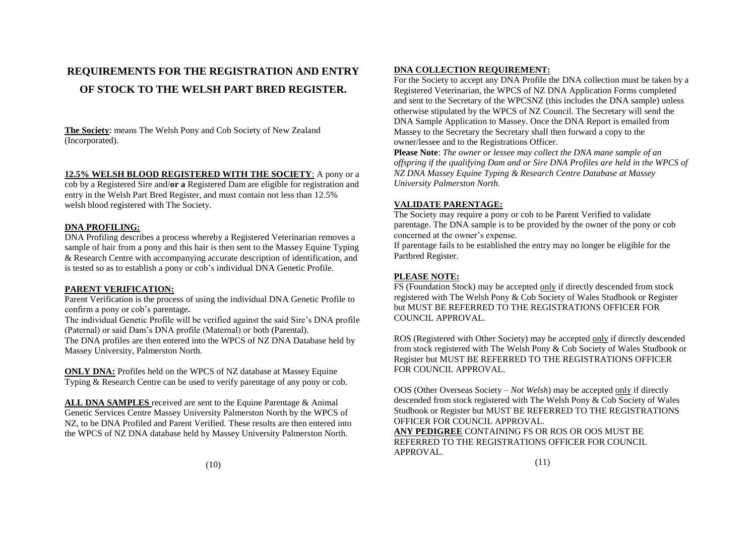# REQUIREMENTS FOR THE REGISTRATION AND ENTRY OF STOCK TO THE WELSH PART BRED REGISTER.

**The Society**: means The Welsh Pony and Cob Society of New Zealand (Incorporated).

**12.5% WELSH BLOOD REGISTERED WITH THE SOCIETY**: A pony or a cob by a Registered Sire and/**or a** Registered Dam are eligible for registration and entry in the Welsh Part Bred Register, and must contain not less than 12.5% welsh blood registered with The Society.

**DNA PROFILING:**

DNA Profiling describes a process whereby a Registered Veterinarian removes a sample of hair from a pony and this hair is then sent to the Massey Equine Typing & Research Centre with accompanying accurate description of identification, and is tested so as to establish a pony or cob's individual DNA Genetic Profile.

**PARENT VERIFICATION:**

Parent Verification is the process of using the individual DNA Genetic Profile to confirm a pony or cob's parentage**.**

The individual Genetic Profile will be verified against the said Sire's DNA profile (Paternal) or said Dam's DNA profile (Maternal) or both (Parental).

The DNA profiles are then entered into the WPCS of NZ DNA Database held by Massey University, Palmerston North.

**ONLY DNA:** Profiles held on the WPCS of NZ database at Massey Equine Typing & Research Centre can be used to verify parentage of any pony or cob.

**ALL DNA SAMPLES** received are sent to the Equine Parentage & Animal Genetic Services Centre Massey University Palmerston North by the WPCS of NZ, to be DNA Profiled and Parent Verified. These results are then entered into the WPCS of NZ DNA database held by Massey University Palmerston North.

**DNA COLLECTION REQUIREMENT:**

For the Society to accept any DNA Profile the DNA collection must be taken by a Registered Veterinarian, the WPCS of NZ DNA Application Forms completed and sent to the Secretary of the WPCSNZ (this includes the DNA sample) unless otherwise stipulated by the WPCS of NZ Council. The Secretary will send the DNA Sample Application to Massey. Once the DNA Report is emailed from Massey to the Secretary the Secretary shall then forward a copy to the owner/lessee and to the Registrations Officer.

**Please Note**: *The owner or lessee may collect the DNA mane sample of an offspring if the qualifying Dam and or Sire DNA Profiles are held in the WPCS of NZ DNA Massey Equine Typing & Research Centre Database at Massey University Palmerston North.*

**VALIDATE PARENTAGE:**

The Society may require a pony or cob to be Parent Verified to validate parentage. The DNA sample is to be provided by the owner of the pony or cob concerned at the owner's expense.

If parentage fails to be established the entry may no longer be eligible for the Partbred Register.

**PLEASE NOTE:**

FS (Foundation Stock) may be accepted only if directly descended from stock registered with The Welsh Pony & Cob Society of Wales Studbook or Register but MUST BE REFERRED TO THE REGISTRATIONS OFFICER FOR COUNCIL APPROVAL.

ROS (Registered with Other Society) may be accepted only if directly descended from stock registered with The Welsh Pony & Cob Society of Wales Studbook or Register but MUST BE REFERRED TO THE REGISTRATIONS OFFICER FOR COUNCIL APPROVAL.

OOS (Other Overseas Society – *Not Welsh*) may be accepted only if directly descended from stock registered with The Welsh Pony & Cob Society of Wales Studbook or Register but MUST BE REFERRED TO THE REGISTRATIONS OFFICER FOR COUNCIL APPROVAL.

**ANY PEDIGREE** CONTAINING FS OR ROS OR OOS MUST BE REFERRED TO THE REGISTRATIONS OFFICER FOR COUNCIL APPROVAL.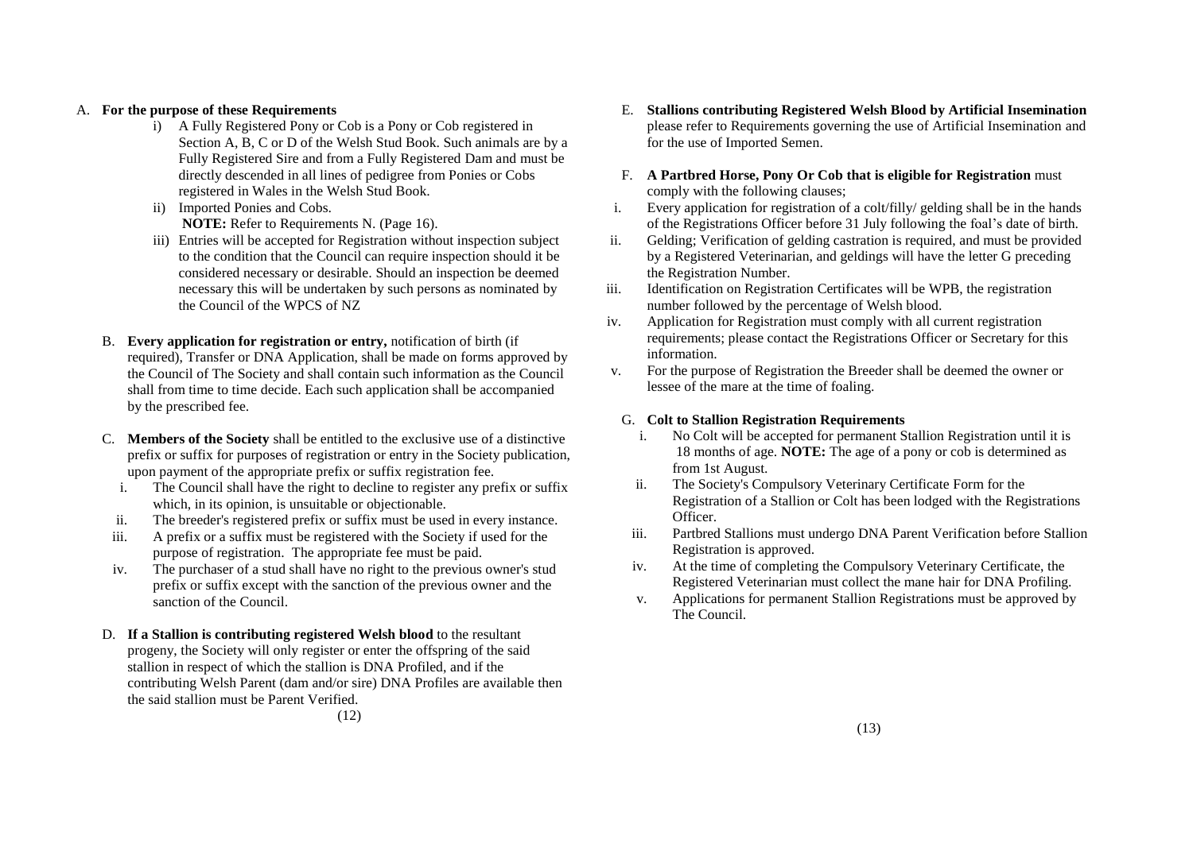A. **For the purpose of these Requirements**

   i) A Fully Registered Pony or Cob is a Pony or Cob registered in Section A, B, C or D of the Welsh Stud Book. Such animals are by a Fully Registered Sire and from a Fully Registered Dam and must be directly descended in all lines of pedigree from Ponies or Cobs registered in Wales in the Welsh Stud Book.

   ii) Imported Ponies and Cobs.
   **NOTE:** Refer to Requirements N. (Page 16).

   iii) Entries will be accepted for Registration without inspection subject to the condition that the Council can require inspection should it be considered necessary or desirable. Should an inspection be deemed necessary this will be undertaken by such persons as nominated by the Council of the WPCS of NZ

B. **Every application for registration or entry,** notification of birth (if required), Transfer or DNA Application, shall be made on forms approved by the Council of The Society and shall contain such information as the Council shall from time to time decide. Each such application shall be accompanied by the prescribed fee.

C. **Members of the Society** shall be entitled to the exclusive use of a distinctive prefix or suffix for purposes of registration or entry in the Society publication, upon payment of the appropriate prefix or suffix registration fee.

   i. The Council shall have the right to decline to register any prefix or suffix which, in its opinion, is unsuitable or objectionable.
   ii. The breeder's registered prefix or suffix must be used in every instance.
   iii. A prefix or a suffix must be registered with the Society if used for the purpose of registration. The appropriate fee must be paid.
   iv. The purchaser of a stud shall have no right to the previous owner's stud prefix or suffix except with the sanction of the previous owner and the sanction of the Council.

D. **If a Stallion is contributing registered Welsh blood** to the resultant progeny, the Society will only register or enter the offspring of the said stallion in respect of which the stallion is DNA Profiled, and if the contributing Welsh Parent (dam and/or sire) DNA Profiles are available then the said stallion must be Parent Verified.

E. **Stallions contributing Registered Welsh Blood by Artificial Insemination** please refer to Requirements governing the use of Artificial Insemination and for the use of Imported Semen.

F. **A Partbred Horse, Pony Or Cob that is eligible for Registration** must comply with the following clauses;

   i. Every application for registration of a colt/filly/ gelding shall be in the hands of the Registrations Officer before 31 July following the foal's date of birth.
   ii. Gelding; Verification of gelding castration is required, and must be provided by a Registered Veterinarian, and geldings will have the letter G preceding the Registration Number.
   iii. Identification on Registration Certificates will be WPB, the registration number followed by the percentage of Welsh blood.
   iv. Application for Registration must comply with all current registration requirements; please contact the Registrations Officer or Secretary for this information.
   v. For the purpose of Registration the Breeder shall be deemed the owner or lessee of the mare at the time of foaling.

G. **Colt to Stallion Registration Requirements**

   i. No Colt will be accepted for permanent Stallion Registration until it is 18 months of age. **NOTE:** The age of a pony or cob is determined as from 1st August.
   ii. The Society's Compulsory Veterinary Certificate Form for the Registration of a Stallion or Colt has been lodged with the Registrations Officer.
   iii. Partbred Stallions must undergo DNA Parent Verification before Stallion Registration is approved.
   iv. At the time of completing the Compulsory Veterinary Certificate, the Registered Veterinarian must collect the mane hair for DNA Profiling.
   v. Applications for permanent Stallion Registrations must be approved by The Council.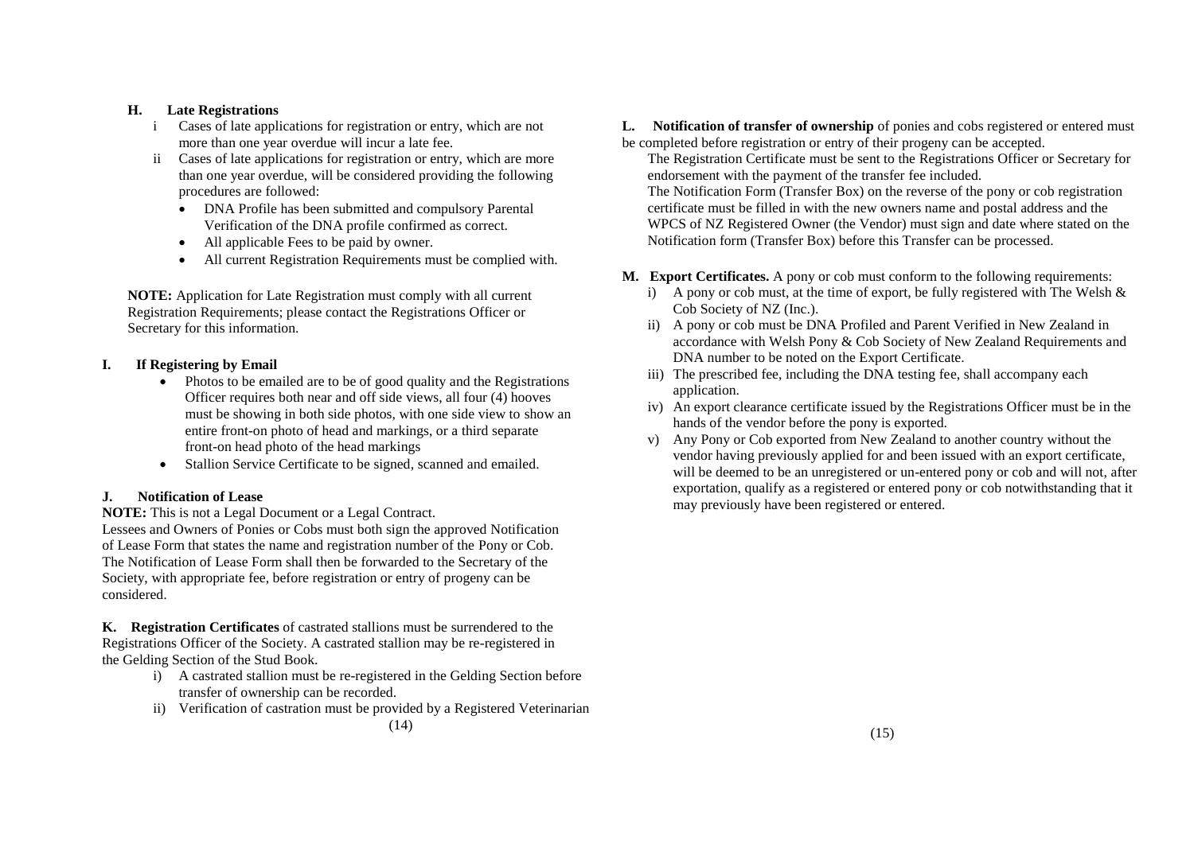## H. Late Registrations

i Cases of late applications for registration or entry, which are not more than one year overdue will incur a late fee.

ii Cases of late applications for registration or entry, which are more than one year overdue, will be considered providing the following procedures are followed:

- DNA Profile has been submitted and compulsory Parental Verification of the DNA profile confirmed as correct.
- All applicable Fees to be paid by owner.
- All current Registration Requirements must be complied with.

**NOTE:** Application for Late Registration must comply with all current Registration Requirements; please contact the Registrations Officer or Secretary for this information.

## I. If Registering by Email

- Photos to be emailed are to be of good quality and the Registrations Officer requires both near and off side views, all four (4) hooves must be showing in both side photos, with one side view to show an entire front-on photo of head and markings, or a third separate front-on head photo of the head markings
- Stallion Service Certificate to be signed, scanned and emailed.

## J. Notification of Lease

**NOTE:** This is not a Legal Document or a Legal Contract.

Lessees and Owners of Ponies or Cobs must both sign the approved Notification of Lease Form that states the name and registration number of the Pony or Cob. The Notification of Lease Form shall then be forwarded to the Secretary of the Society, with appropriate fee, before registration or entry of progeny can be considered.

**K. Registration Certificates** of castrated stallions must be surrendered to the Registrations Officer of the Society. A castrated stallion may be re-registered in the Gelding Section of the Stud Book.

i) A castrated stallion must be re-registered in the Gelding Section before transfer of ownership can be recorded.

ii) Verification of castration must be provided by a Registered Veterinarian

**L. Notification of transfer of ownership** of ponies and cobs registered or entered must be completed before registration or entry of their progeny can be accepted.

The Registration Certificate must be sent to the Registrations Officer or Secretary for endorsement with the payment of the transfer fee included.

The Notification Form (Transfer Box) on the reverse of the pony or cob registration certificate must be filled in with the new owners name and postal address and the WPCS of NZ Registered Owner (the Vendor) must sign and date where stated on the Notification form (Transfer Box) before this Transfer can be processed.

**M. Export Certificates.** A pony or cob must conform to the following requirements:

i) A pony or cob must, at the time of export, be fully registered with The Welsh & Cob Society of NZ (Inc.).

ii) A pony or cob must be DNA Profiled and Parent Verified in New Zealand in accordance with Welsh Pony & Cob Society of New Zealand Requirements and DNA number to be noted on the Export Certificate.

iii) The prescribed fee, including the DNA testing fee, shall accompany each application.

iv) An export clearance certificate issued by the Registrations Officer must be in the hands of the vendor before the pony is exported.

v) Any Pony or Cob exported from New Zealand to another country without the vendor having previously applied for and been issued with an export certificate, will be deemed to be an unregistered or un-entered pony or cob and will not, after exportation, qualify as a registered or entered pony or cob notwithstanding that it may previously have been registered or entered.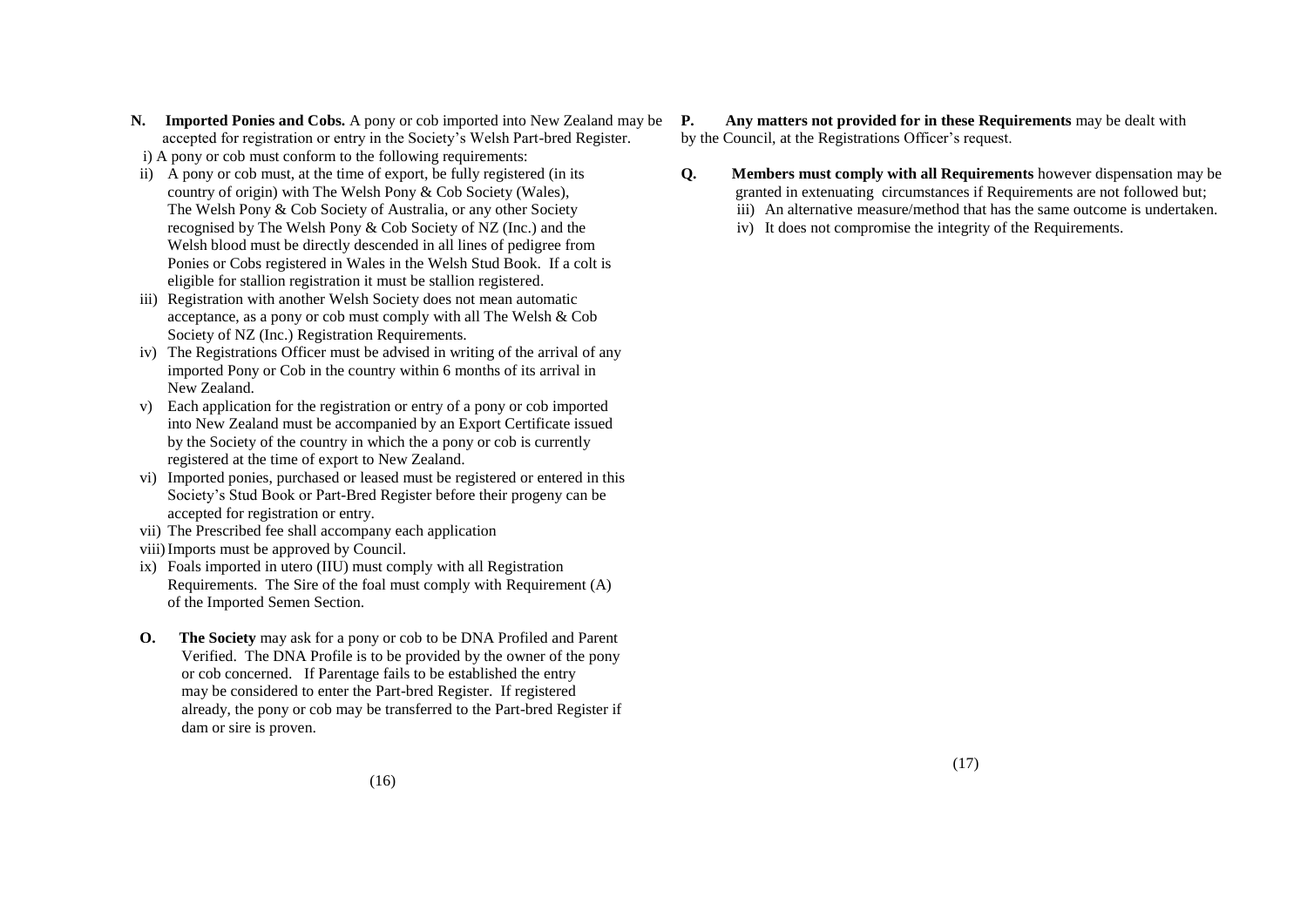**N. Imported Ponies and Cobs.** A pony or cob imported into New Zealand may be accepted for registration or entry in the Society's Welsh Part-bred Register.

i) A pony or cob must conform to the following requirements:

ii) A pony or cob must, at the time of export, be fully registered (in its country of origin) with The Welsh Pony & Cob Society (Wales), The Welsh Pony & Cob Society of Australia, or any other Society recognised by The Welsh Pony & Cob Society of NZ (Inc.) and the Welsh blood must be directly descended in all lines of pedigree from Ponies or Cobs registered in Wales in the Welsh Stud Book. If a colt is eligible for stallion registration it must be stallion registered.

iii) Registration with another Welsh Society does not mean automatic acceptance, as a pony or cob must comply with all The Welsh & Cob Society of NZ (Inc.) Registration Requirements.

iv) The Registrations Officer must be advised in writing of the arrival of any imported Pony or Cob in the country within 6 months of its arrival in New Zealand.

v) Each application for the registration or entry of a pony or cob imported into New Zealand must be accompanied by an Export Certificate issued by the Society of the country in which the a pony or cob is currently registered at the time of export to New Zealand.

vi) Imported ponies, purchased or leased must be registered or entered in this Society's Stud Book or Part-Bred Register before their progeny can be accepted for registration or entry.

vii) The Prescribed fee shall accompany each application

viii) Imports must be approved by Council.

ix) Foals imported in utero (IIU) must comply with all Registration Requirements. The Sire of the foal must comply with Requirement (A) of the Imported Semen Section.

**O. The Society** may ask for a pony or cob to be DNA Profiled and Parent Verified. The DNA Profile is to be provided by the owner of the pony or cob concerned. If Parentage fails to be established the entry may be considered to enter the Part-bred Register. If registered already, the pony or cob may be transferred to the Part-bred Register if dam or sire is proven.

**P. Any matters not provided for in these Requirements** may be dealt with by the Council, at the Registrations Officer's request.

**Q. Members must comply with all Requirements** however dispensation may be granted in extenuating circumstances if Requirements are not followed but;

iii) An alternative measure/method that has the same outcome is undertaken.

iv) It does not compromise the integrity of the Requirements.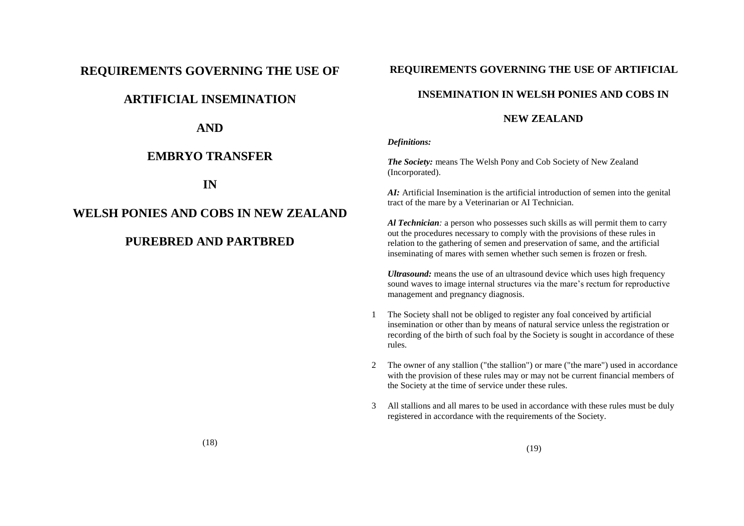# REQUIREMENTS GOVERNING THE USE OF

# ARTIFICIAL INSEMINATION

# AND

# EMBRYO TRANSFER

# IN

# WELSH PONIES AND COBS IN NEW ZEALAND

# PUREBRED AND PARTBRED

## REQUIREMENTS GOVERNING THE USE OF ARTIFICIAL INSEMINATION IN WELSH PONIES AND COBS IN NEW ZEALAND

***Definitions:***

***The Society:*** means The Welsh Pony and Cob Society of New Zealand (Incorporated).

***AI:*** Artificial Insemination is the artificial introduction of semen into the genital tract of the mare by a Veterinarian or AI Technician.

***Al Technician****:* a person who possesses such skills as will permit them to carry out the procedures necessary to comply with the provisions of these rules in relation to the gathering of semen and preservation of same, and the artificial inseminating of mares with semen whether such semen is frozen or fresh.

***Ultrasound:*** means the use of an ultrasound device which uses high frequency sound waves to image internal structures via the mare's rectum for reproductive management and pregnancy diagnosis.

1. The Society shall not be obliged to register any foal conceived by artificial insemination or other than by means of natural service unless the registration or recording of the birth of such foal by the Society is sought in accordance of these rules.

2. The owner of any stallion ("the stallion") or mare ("the mare") used in accordance with the provision of these rules may or may not be current financial members of the Society at the time of service under these rules.

3. All stallions and all mares to be used in accordance with these rules must be duly registered in accordance with the requirements of the Society.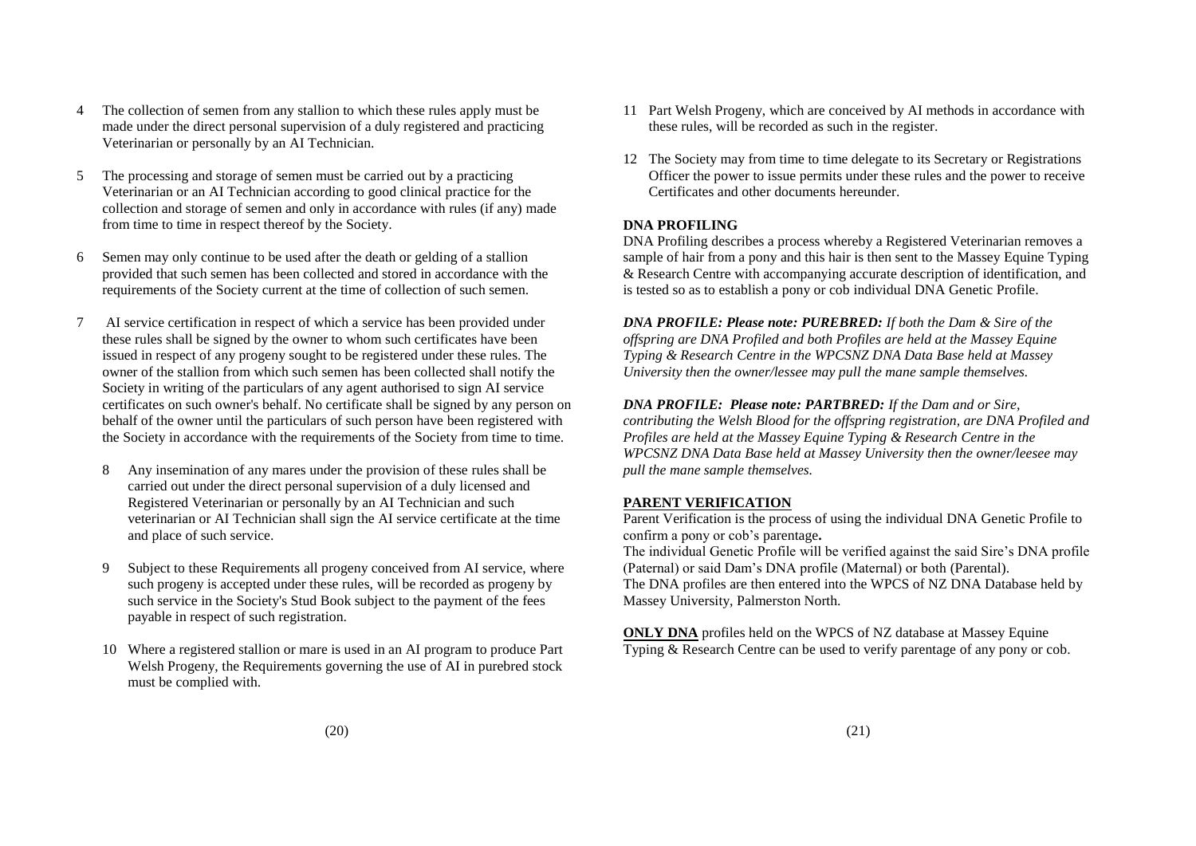4 The collection of semen from any stallion to which these rules apply must be made under the direct personal supervision of a duly registered and practicing Veterinarian or personally by an AI Technician.

5 The processing and storage of semen must be carried out by a practicing Veterinarian or an AI Technician according to good clinical practice for the collection and storage of semen and only in accordance with rules (if any) made from time to time in respect thereof by the Society.

6 Semen may only continue to be used after the death or gelding of a stallion provided that such semen has been collected and stored in accordance with the requirements of the Society current at the time of collection of such semen.

7 AI service certification in respect of which a service has been provided under these rules shall be signed by the owner to whom such certificates have been issued in respect of any progeny sought to be registered under these rules. The owner of the stallion from which such semen has been collected shall notify the Society in writing of the particulars of any agent authorised to sign AI service certificates on such owner's behalf. No certificate shall be signed by any person on behalf of the owner until the particulars of such person have been registered with the Society in accordance with the requirements of the Society from time to time.

8 Any insemination of any mares under the provision of these rules shall be carried out under the direct personal supervision of a duly licensed and Registered Veterinarian or personally by an AI Technician and such veterinarian or AI Technician shall sign the AI service certificate at the time and place of such service.

9 Subject to these Requirements all progeny conceived from AI service, where such progeny is accepted under these rules, will be recorded as progeny by such service in the Society's Stud Book subject to the payment of the fees payable in respect of such registration.

10 Where a registered stallion or mare is used in an AI program to produce Part Welsh Progeny, the Requirements governing the use of AI in purebred stock must be complied with.

11 Part Welsh Progeny, which are conceived by AI methods in accordance with these rules, will be recorded as such in the register.

12 The Society may from time to time delegate to its Secretary or Registrations Officer the power to issue permits under these rules and the power to receive Certificates and other documents hereunder.

**DNA PROFILING**

DNA Profiling describes a process whereby a Registered Veterinarian removes a sample of hair from a pony and this hair is then sent to the Massey Equine Typing & Research Centre with accompanying accurate description of identification, and is tested so as to establish a pony or cob individual DNA Genetic Profile.

***DNA PROFILE: Please note: PUREBRED:*** *If both the Dam & Sire of the offspring are DNA Profiled and both Profiles are held at the Massey Equine Typing & Research Centre in the WPCSNZ DNA Data Base held at Massey University then the owner/lessee may pull the mane sample themselves.*

***DNA PROFILE: Please note: PARTBRED:*** *If the Dam and or Sire, contributing the Welsh Blood for the offspring registration, are DNA Profiled and Profiles are held at the Massey Equine Typing & Research Centre in the WPCSNZ DNA Data Base held at Massey University then the owner/leesee may pull the mane sample themselves.*

**PARENT VERIFICATION**

Parent Verification is the process of using the individual DNA Genetic Profile to confirm a pony or cob's parentage**.**

The individual Genetic Profile will be verified against the said Sire's DNA profile (Paternal) or said Dam's DNA profile (Maternal) or both (Parental).

The DNA profiles are then entered into the WPCS of NZ DNA Database held by Massey University, Palmerston North.

**ONLY DNA** profiles held on the WPCS of NZ database at Massey Equine Typing & Research Centre can be used to verify parentage of any pony or cob.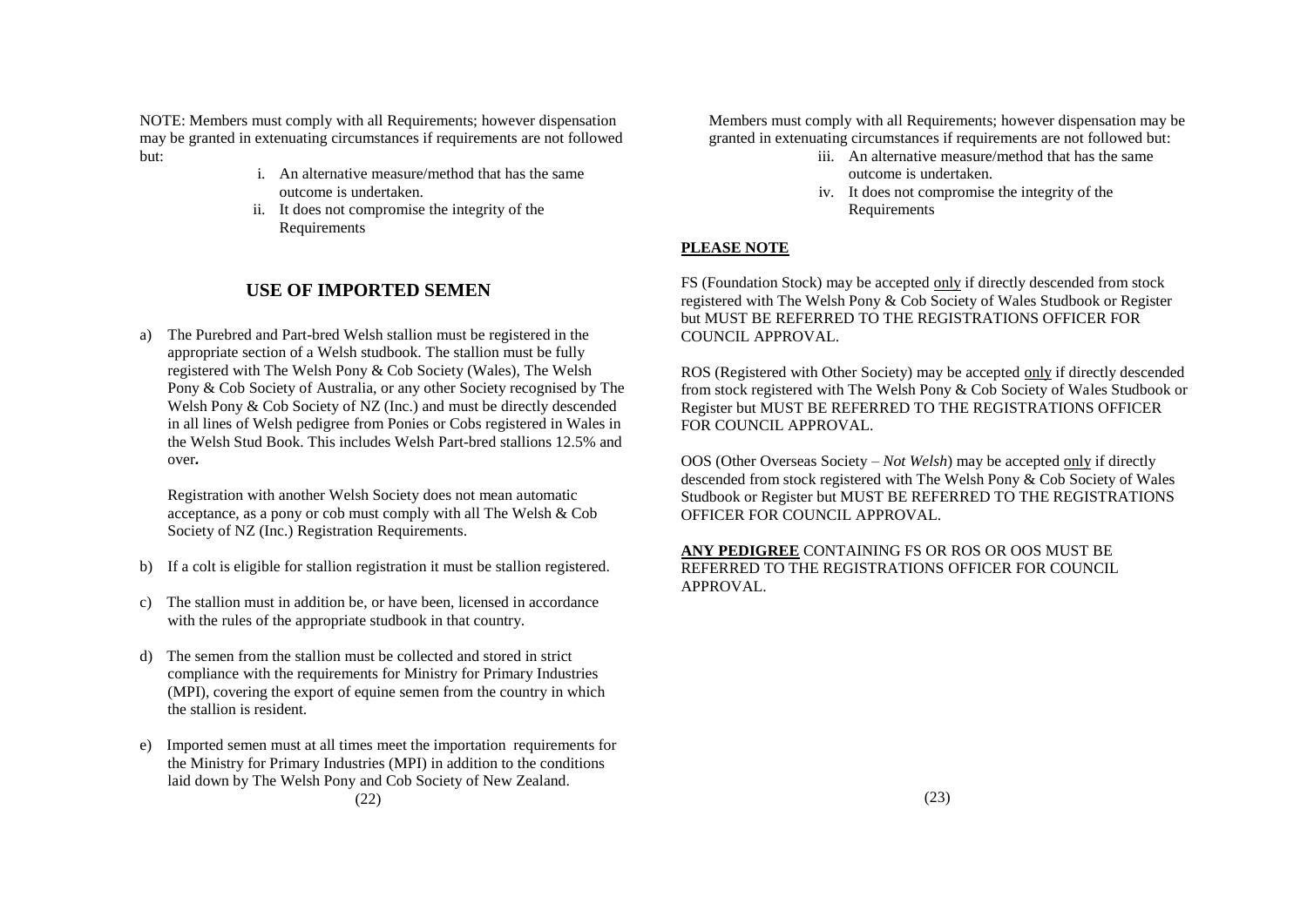NOTE: Members must comply with all Requirements; however dispensation may be granted in extenuating circumstances if requirements are not followed but:

i. An alternative measure/method that has the same outcome is undertaken.
ii. It does not compromise the integrity of the Requirements

## USE OF IMPORTED SEMEN

a) The Purebred and Part-bred Welsh stallion must be registered in the appropriate section of a Welsh studbook. The stallion must be fully registered with The Welsh Pony & Cob Society (Wales), The Welsh Pony & Cob Society of Australia, or any other Society recognised by The Welsh Pony & Cob Society of NZ (Inc.) and must be directly descended in all lines of Welsh pedigree from Ponies or Cobs registered in Wales in the Welsh Stud Book. This includes Welsh Part-bred stallions 12.5% and over**.**

   Registration with another Welsh Society does not mean automatic acceptance, as a pony or cob must comply with all The Welsh & Cob Society of NZ (Inc.) Registration Requirements.

b) If a colt is eligible for stallion registration it must be stallion registered.

c) The stallion must in addition be, or have been, licensed in accordance with the rules of the appropriate studbook in that country.

d) The semen from the stallion must be collected and stored in strict compliance with the requirements for Ministry for Primary Industries (MPI), covering the export of equine semen from the country in which the stallion is resident.

e) Imported semen must at all times meet the importation requirements for the Ministry for Primary Industries (MPI) in addition to the conditions laid down by The Welsh Pony and Cob Society of New Zealand.

Members must comply with all Requirements; however dispensation may be granted in extenuating circumstances if requirements are not followed but:

iii. An alternative measure/method that has the same outcome is undertaken.
iv. It does not compromise the integrity of the Requirements

**PLEASE NOTE**

FS (Foundation Stock) may be accepted only if directly descended from stock registered with The Welsh Pony & Cob Society of Wales Studbook or Register but MUST BE REFERRED TO THE REGISTRATIONS OFFICER FOR COUNCIL APPROVAL.

ROS (Registered with Other Society) may be accepted only if directly descended from stock registered with The Welsh Pony & Cob Society of Wales Studbook or Register but MUST BE REFERRED TO THE REGISTRATIONS OFFICER FOR COUNCIL APPROVAL.

OOS (Other Overseas Society – *Not Welsh*) may be accepted only if directly descended from stock registered with The Welsh Pony & Cob Society of Wales Studbook or Register but MUST BE REFERRED TO THE REGISTRATIONS OFFICER FOR COUNCIL APPROVAL.

**ANY PEDIGREE** CONTAINING FS OR ROS OR OOS MUST BE REFERRED TO THE REGISTRATIONS OFFICER FOR COUNCIL APPROVAL.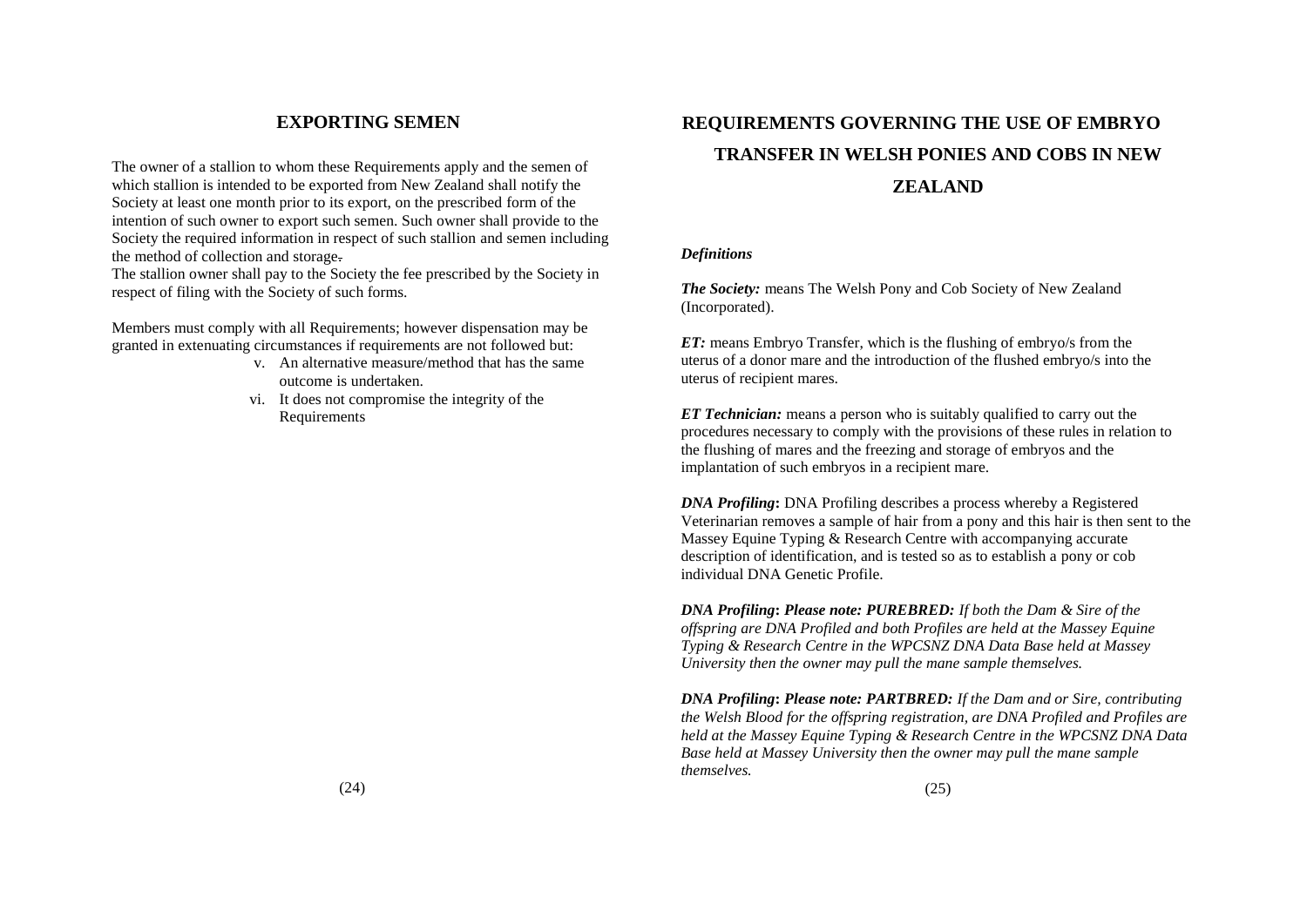## EXPORTING SEMEN

The owner of a stallion to whom these Requirements apply and the semen of which stallion is intended to be exported from New Zealand shall notify the Society at least one month prior to its export, on the prescribed form of the intention of such owner to export such semen. Such owner shall provide to the Society the required information in respect of such stallion and semen including the method of collection and storage.
The stallion owner shall pay to the Society the fee prescribed by the Society in respect of filing with the Society of such forms.

Members must comply with all Requirements; however dispensation may be granted in extenuating circumstances if requirements are not followed but:

v. An alternative measure/method that has the same outcome is undertaken.
vi. It does not compromise the integrity of the Requirements

## REQUIREMENTS GOVERNING THE USE OF EMBRYO TRANSFER IN WELSH PONIES AND COBS IN NEW ZEALAND

***Definitions***

***The Society:*** means The Welsh Pony and Cob Society of New Zealand (Incorporated).

***ET:*** means Embryo Transfer, which is the flushing of embryo/s from the uterus of a donor mare and the introduction of the flushed embryo/s into the uterus of recipient mares.

***ET Technician:*** means a person who is suitably qualified to carry out the procedures necessary to comply with the provisions of these rules in relation to the flushing of mares and the freezing and storage of embryos and the implantation of such embryos in a recipient mare.

***DNA Profiling*:** DNA Profiling describes a process whereby a Registered Veterinarian removes a sample of hair from a pony and this hair is then sent to the Massey Equine Typing & Research Centre with accompanying accurate description of identification, and is tested so as to establish a pony or cob individual DNA Genetic Profile.

***DNA Profiling*: *Please note: PUREBRED:*** *If both the Dam & Sire of the offspring are DNA Profiled and both Profiles are held at the Massey Equine Typing & Research Centre in the WPCSNZ DNA Data Base held at Massey University then the owner may pull the mane sample themselves.*

***DNA Profiling*: *Please note: PARTBRED:*** *If the Dam and or Sire, contributing the Welsh Blood for the offspring registration, are DNA Profiled and Profiles are held at the Massey Equine Typing & Research Centre in the WPCSNZ DNA Data Base held at Massey University then the owner may pull the mane sample themselves.*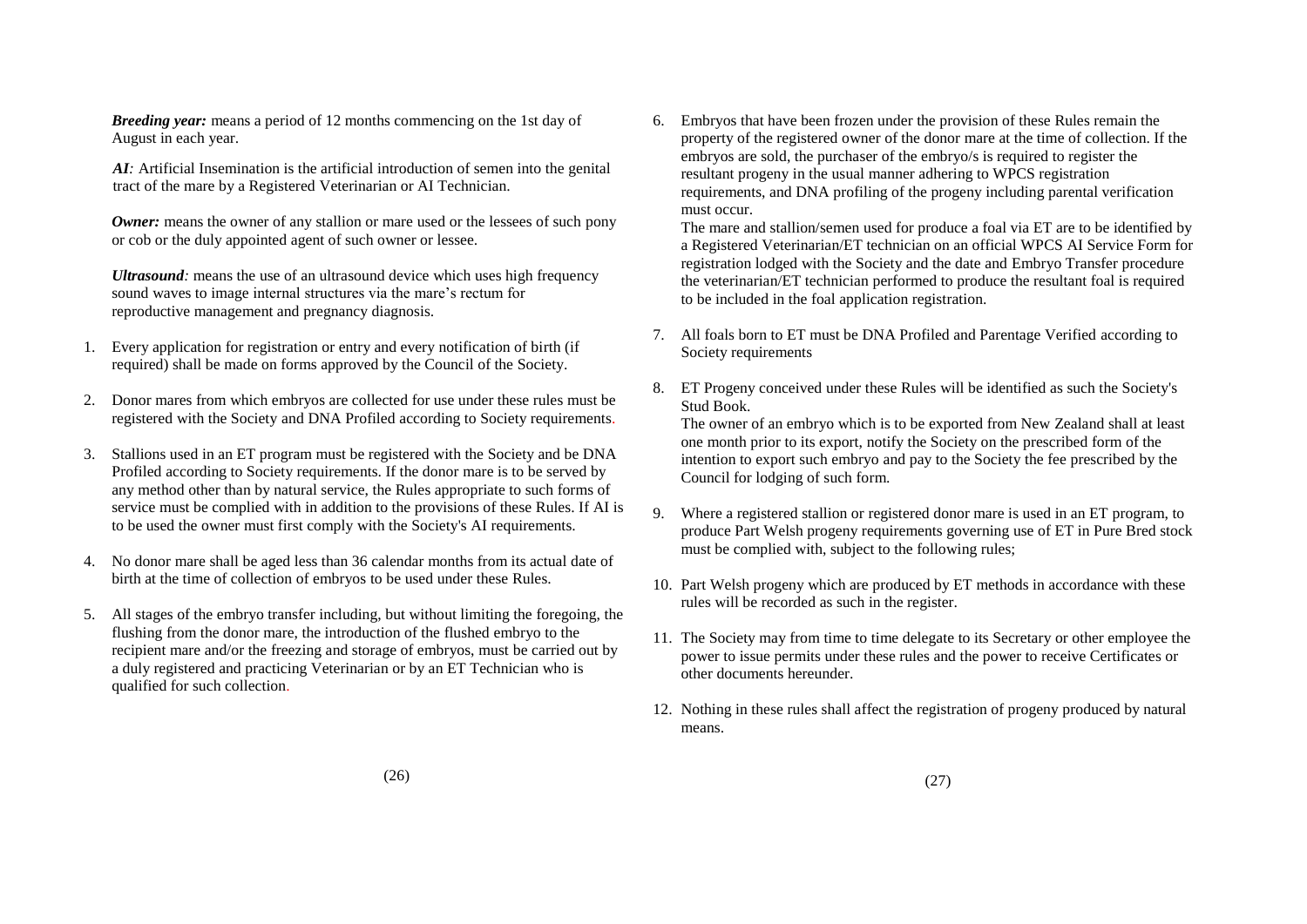***Breeding year:*** means a period of 12 months commencing on the 1st day of August in each year.

***AI**:* Artificial Insemination is the artificial introduction of semen into the genital tract of the mare by a Registered Veterinarian or AI Technician.

***Owner:*** means the owner of any stallion or mare used or the lessees of such pony or cob or the duly appointed agent of such owner or lessee.

***Ultrasound**:* means the use of an ultrasound device which uses high frequency sound waves to image internal structures via the mare's rectum for reproductive management and pregnancy diagnosis.

1. Every application for registration or entry and every notification of birth (if required) shall be made on forms approved by the Council of the Society.

2. Donor mares from which embryos are collected for use under these rules must be registered with the Society and DNA Profiled according to Society requirements.

3. Stallions used in an ET program must be registered with the Society and be DNA Profiled according to Society requirements. If the donor mare is to be served by any method other than by natural service, the Rules appropriate to such forms of service must be complied with in addition to the provisions of these Rules. If AI is to be used the owner must first comply with the Society's AI requirements.

4. No donor mare shall be aged less than 36 calendar months from its actual date of birth at the time of collection of embryos to be used under these Rules.

5. All stages of the embryo transfer including, but without limiting the foregoing, the flushing from the donor mare, the introduction of the flushed embryo to the recipient mare and/or the freezing and storage of embryos, must be carried out by a duly registered and practicing Veterinarian or by an ET Technician who is qualified for such collection.

6. Embryos that have been frozen under the provision of these Rules remain the property of the registered owner of the donor mare at the time of collection. If the embryos are sold, the purchaser of the embryo/s is required to register the resultant progeny in the usual manner adhering to WPCS registration requirements, and DNA profiling of the progeny including parental verification must occur.

   The mare and stallion/semen used for produce a foal via ET are to be identified by a Registered Veterinarian/ET technician on an official WPCS AI Service Form for registration lodged with the Society and the date and Embryo Transfer procedure the veterinarian/ET technician performed to produce the resultant foal is required to be included in the foal application registration.

7. All foals born to ET must be DNA Profiled and Parentage Verified according to Society requirements

8. ET Progeny conceived under these Rules will be identified as such the Society's Stud Book.

   The owner of an embryo which is to be exported from New Zealand shall at least one month prior to its export, notify the Society on the prescribed form of the intention to export such embryo and pay to the Society the fee prescribed by the Council for lodging of such form.

9. Where a registered stallion or registered donor mare is used in an ET program, to produce Part Welsh progeny requirements governing use of ET in Pure Bred stock must be complied with, subject to the following rules;

10. Part Welsh progeny which are produced by ET methods in accordance with these rules will be recorded as such in the register.

11. The Society may from time to time delegate to its Secretary or other employee the power to issue permits under these rules and the power to receive Certificates or other documents hereunder.

12. Nothing in these rules shall affect the registration of progeny produced by natural means.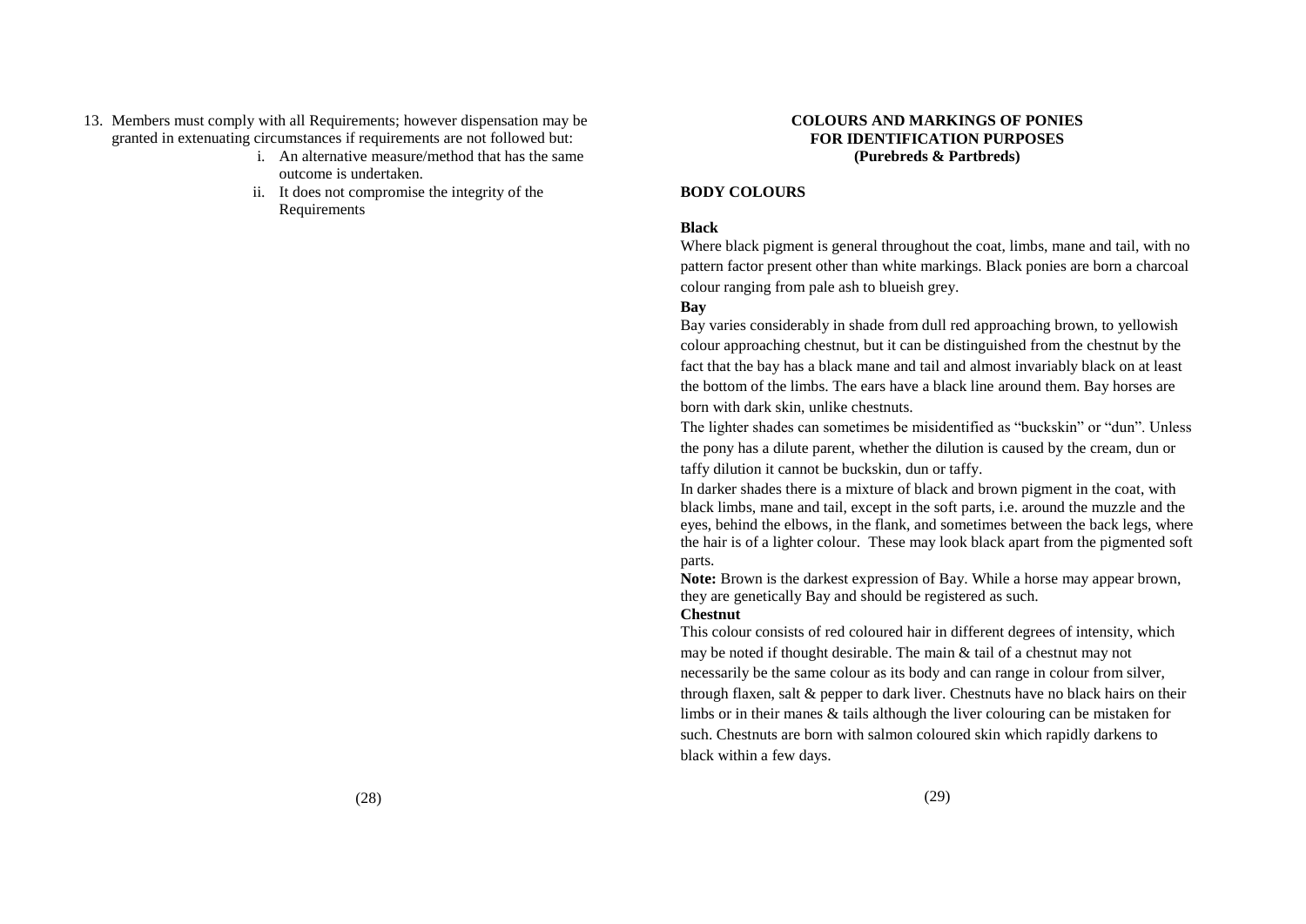13. Members must comply with all Requirements; however dispensation may be granted in extenuating circumstances if requirements are not followed but:
    i. An alternative measure/method that has the same outcome is undertaken.
    ii. It does not compromise the integrity of the Requirements

## COLOURS AND MARKINGS OF PONIES FOR IDENTIFICATION PURPOSES (Purebreds & Partbreds)

### BODY COLOURS

**Black**

Where black pigment is general throughout the coat, limbs, mane and tail, with no pattern factor present other than white markings. Black ponies are born a charcoal colour ranging from pale ash to blueish grey.

**Bay**

Bay varies considerably in shade from dull red approaching brown, to yellowish colour approaching chestnut, but it can be distinguished from the chestnut by the fact that the bay has a black mane and tail and almost invariably black on at least the bottom of the limbs. The ears have a black line around them. Bay horses are born with dark skin, unlike chestnuts.

The lighter shades can sometimes be misidentified as "buckskin" or "dun". Unless the pony has a dilute parent, whether the dilution is caused by the cream, dun or taffy dilution it cannot be buckskin, dun or taffy.

In darker shades there is a mixture of black and brown pigment in the coat, with black limbs, mane and tail, except in the soft parts, i.e. around the muzzle and the eyes, behind the elbows, in the flank, and sometimes between the back legs, where the hair is of a lighter colour. These may look black apart from the pigmented soft parts.

**Note:** Brown is the darkest expression of Bay. While a horse may appear brown, they are genetically Bay and should be registered as such.

**Chestnut**

This colour consists of red coloured hair in different degrees of intensity, which may be noted if thought desirable. The main & tail of a chestnut may not necessarily be the same colour as its body and can range in colour from silver, through flaxen, salt & pepper to dark liver. Chestnuts have no black hairs on their limbs or in their manes & tails although the liver colouring can be mistaken for such. Chestnuts are born with salmon coloured skin which rapidly darkens to black within a few days.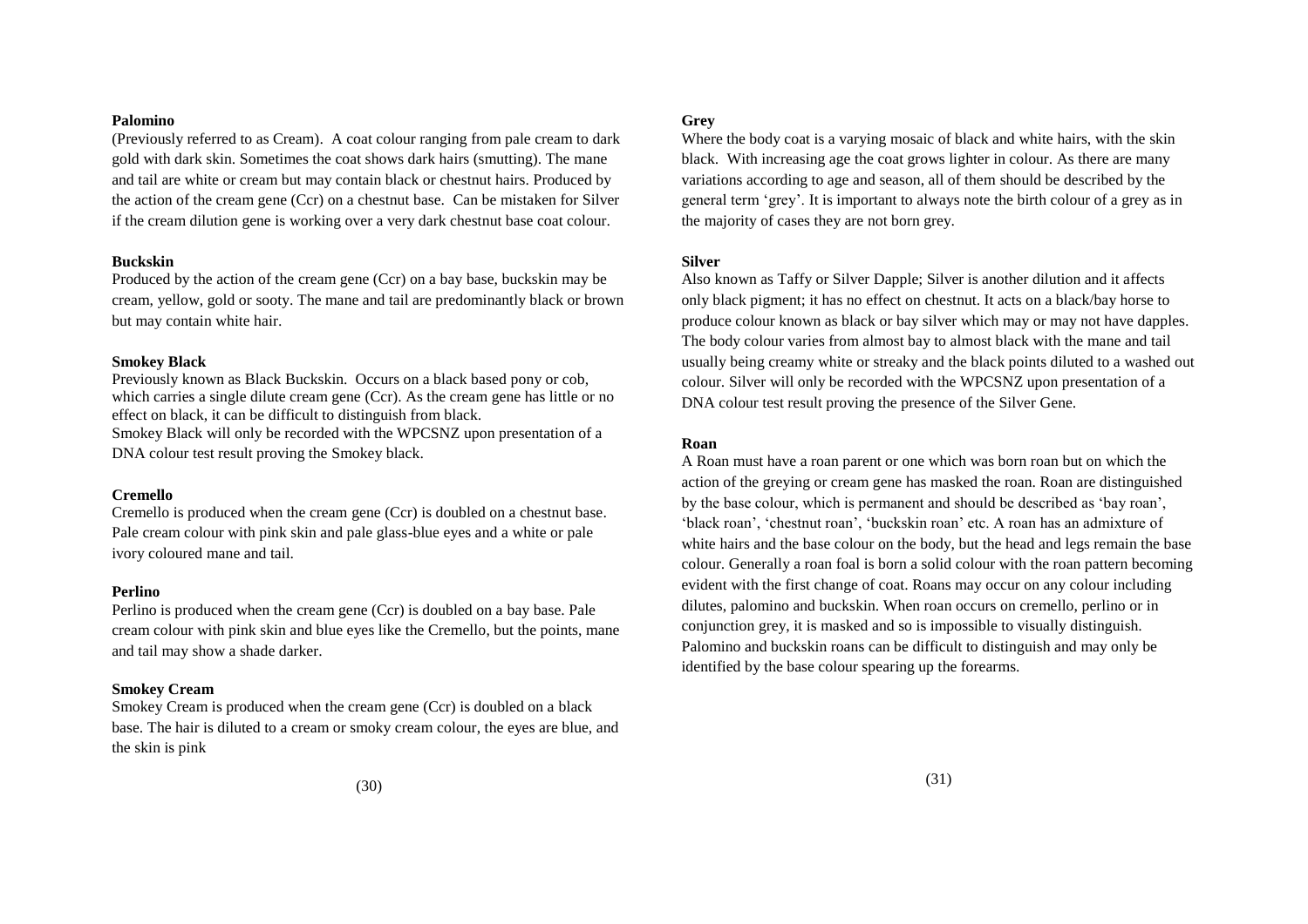**Palomino**

(Previously referred to as Cream). A coat colour ranging from pale cream to dark gold with dark skin. Sometimes the coat shows dark hairs (smutting). The mane and tail are white or cream but may contain black or chestnut hairs. Produced by the action of the cream gene (Ccr) on a chestnut base. Can be mistaken for Silver if the cream dilution gene is working over a very dark chestnut base coat colour.

**Buckskin**

Produced by the action of the cream gene (Ccr) on a bay base, buckskin may be cream, yellow, gold or sooty. The mane and tail are predominantly black or brown but may contain white hair.

**Smokey Black**

Previously known as Black Buckskin. Occurs on a black based pony or cob, which carries a single dilute cream gene (Ccr). As the cream gene has little or no effect on black, it can be difficult to distinguish from black.
Smokey Black will only be recorded with the WPCSNZ upon presentation of a DNA colour test result proving the Smokey black.

**Cremello**

Cremello is produced when the cream gene (Ccr) is doubled on a chestnut base. Pale cream colour with pink skin and pale glass-blue eyes and a white or pale ivory coloured mane and tail.

**Perlino**

Perlino is produced when the cream gene (Ccr) is doubled on a bay base. Pale cream colour with pink skin and blue eyes like the Cremello, but the points, mane and tail may show a shade darker.

**Smokey Cream**

Smokey Cream is produced when the cream gene (Ccr) is doubled on a black base. The hair is diluted to a cream or smoky cream colour, the eyes are blue, and the skin is pink

**Grey**

Where the body coat is a varying mosaic of black and white hairs, with the skin black. With increasing age the coat grows lighter in colour. As there are many variations according to age and season, all of them should be described by the general term 'grey'. It is important to always note the birth colour of a grey as in the majority of cases they are not born grey.

**Silver**

Also known as Taffy or Silver Dapple; Silver is another dilution and it affects only black pigment; it has no effect on chestnut. It acts on a black/bay horse to produce colour known as black or bay silver which may or may not have dapples. The body colour varies from almost bay to almost black with the mane and tail usually being creamy white or streaky and the black points diluted to a washed out colour. Silver will only be recorded with the WPCSNZ upon presentation of a DNA colour test result proving the presence of the Silver Gene.

**Roan**

A Roan must have a roan parent or one which was born roan but on which the action of the greying or cream gene has masked the roan. Roan are distinguished by the base colour, which is permanent and should be described as 'bay roan', 'black roan', 'chestnut roan', 'buckskin roan' etc. A roan has an admixture of white hairs and the base colour on the body, but the head and legs remain the base colour. Generally a roan foal is born a solid colour with the roan pattern becoming evident with the first change of coat. Roans may occur on any colour including dilutes, palomino and buckskin. When roan occurs on cremello, perlino or in conjunction grey, it is masked and so is impossible to visually distinguish. Palomino and buckskin roans can be difficult to distinguish and may only be identified by the base colour spearing up the forearms.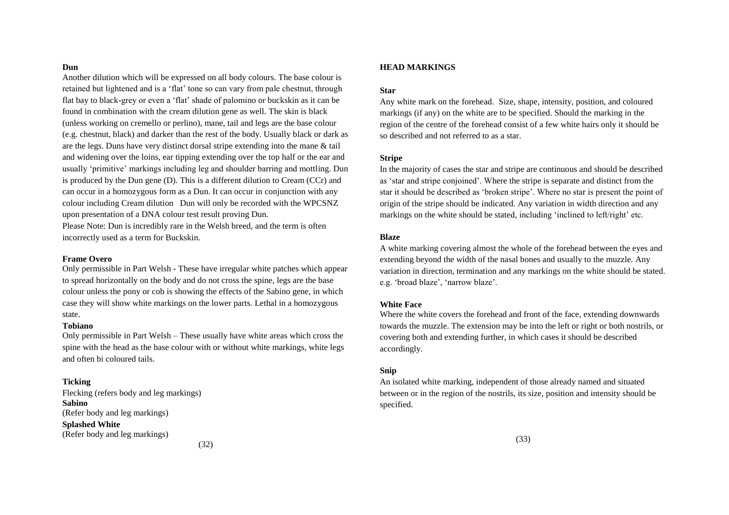**Dun**

Another dilution which will be expressed on all body colours. The base colour is retained but lightened and is a 'flat' tone so can vary from pale chestnut, through flat bay to black-grey or even a 'flat' shade of palomino or buckskin as it can be found in combination with the cream dilution gene as well. The skin is black (unless working on cremello or perlino), mane, tail and legs are the base colour (e.g. chestnut, black) and darker than the rest of the body. Usually black or dark as are the legs. Duns have very distinct dorsal stripe extending into the mane & tail and widening over the loins, ear tipping extending over the top half or the ear and usually 'primitive' markings including leg and shoulder barring and mottling. Dun is produced by the Dun gene (D). This is a different dilution to Cream (CCr) and can occur in a homozygous form as a Dun. It can occur in conjunction with any colour including Cream dilution Dun will only be recorded with the WPCSNZ upon presentation of a DNA colour test result proving Dun.

Please Note: Dun is incredibly rare in the Welsh breed, and the term is often incorrectly used as a term for Buckskin.

**Frame Overo**

Only permissible in Part Welsh - These have irregular white patches which appear to spread horizontally on the body and do not cross the spine, legs are the base colour unless the pony or cob is showing the effects of the Sabino gene, in which case they will show white markings on the lower parts. Lethal in a homozygous state.

**Tobiano**

Only permissible in Part Welsh – These usually have white areas which cross the spine with the head as the base colour with or without white markings, white legs and often bi coloured tails.

**Ticking**

Flecking (refers body and leg markings)

**Sabino**

(Refer body and leg markings)

**Splashed White**

(Refer body and leg markings)

## HEAD MARKINGS

**Star**

Any white mark on the forehead. Size, shape, intensity, position, and coloured markings (if any) on the white are to be specified. Should the marking in the region of the centre of the forehead consist of a few white hairs only it should be so described and not referred to as a star.

**Stripe**

In the majority of cases the star and stripe are continuous and should be described as 'star and stripe conjoined'. Where the stripe is separate and distinct from the star it should be described as 'broken stripe'. Where no star is present the point of origin of the stripe should be indicated. Any variation in width direction and any markings on the white should be stated, including 'inclined to left/right' etc.

**Blaze**

A white marking covering almost the whole of the forehead between the eyes and extending beyond the width of the nasal bones and usually to the muzzle. Any variation in direction, termination and any markings on the white should be stated. e.g. 'broad blaze', 'narrow blaze'.

**White Face**

Where the white covers the forehead and front of the face, extending downwards towards the muzzle. The extension may be into the left or right or both nostrils, or covering both and extending further, in which cases it should be described accordingly.

**Snip**

An isolated white marking, independent of those already named and situated between or in the region of the nostrils, its size, position and intensity should be specified.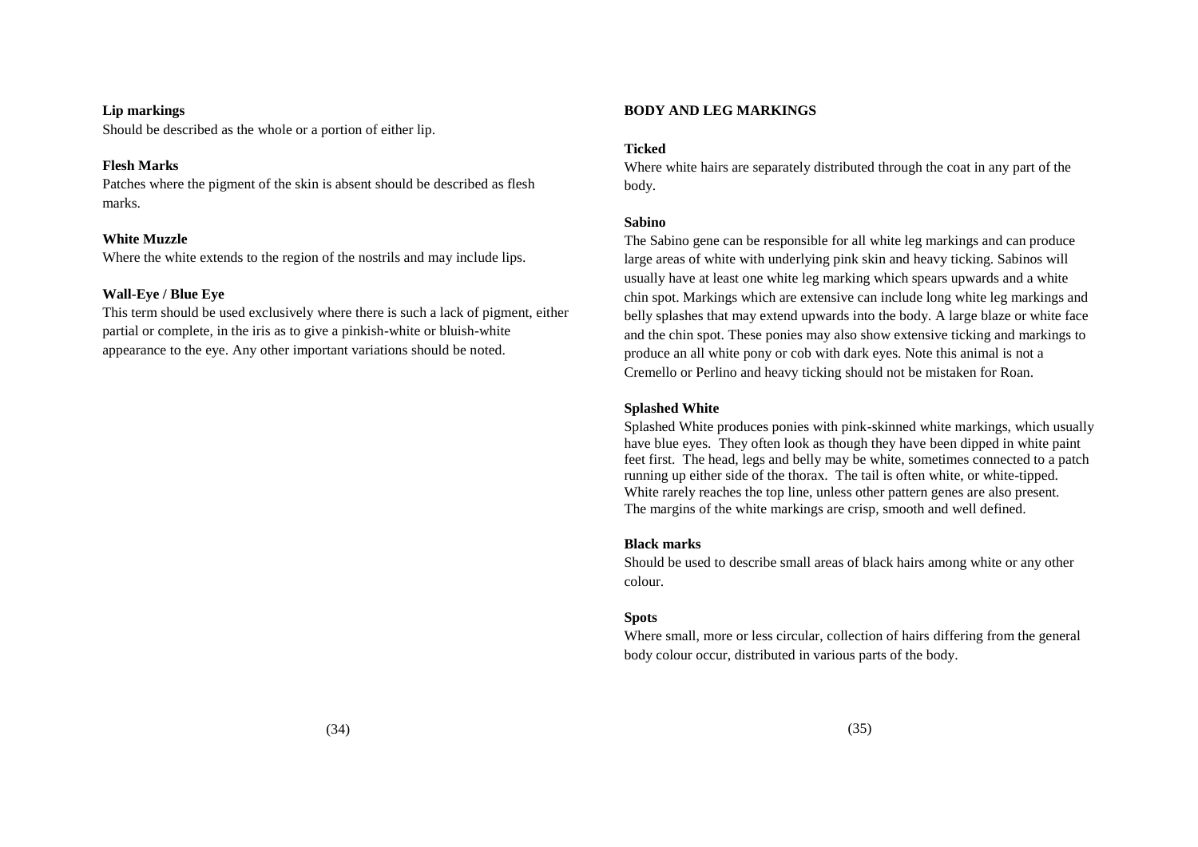**Lip markings**
Should be described as the whole or a portion of either lip.

**Flesh Marks**
Patches where the pigment of the skin is absent should be described as flesh marks.

**White Muzzle**
Where the white extends to the region of the nostrils and may include lips.

**Wall-Eye / Blue Eye**
This term should be used exclusively where there is such a lack of pigment, either partial or complete, in the iris as to give a pinkish-white or bluish-white appearance to the eye. Any other important variations should be noted.

## BODY AND LEG MARKINGS

**Ticked**
Where white hairs are separately distributed through the coat in any part of the body.

**Sabino**
The Sabino gene can be responsible for all white leg markings and can produce large areas of white with underlying pink skin and heavy ticking. Sabinos will usually have at least one white leg marking which spears upwards and a white chin spot. Markings which are extensive can include long white leg markings and belly splashes that may extend upwards into the body. A large blaze or white face and the chin spot. These ponies may also show extensive ticking and markings to produce an all white pony or cob with dark eyes. Note this animal is not a Cremello or Perlino and heavy ticking should not be mistaken for Roan.

**Splashed White**
Splashed White produces ponies with pink-skinned white markings, which usually have blue eyes. They often look as though they have been dipped in white paint feet first. The head, legs and belly may be white, sometimes connected to a patch running up either side of the thorax. The tail is often white, or white-tipped. White rarely reaches the top line, unless other pattern genes are also present. The margins of the white markings are crisp, smooth and well defined.

**Black marks**
Should be used to describe small areas of black hairs among white or any other colour.

**Spots**
Where small, more or less circular, collection of hairs differing from the general body colour occur, distributed in various parts of the body.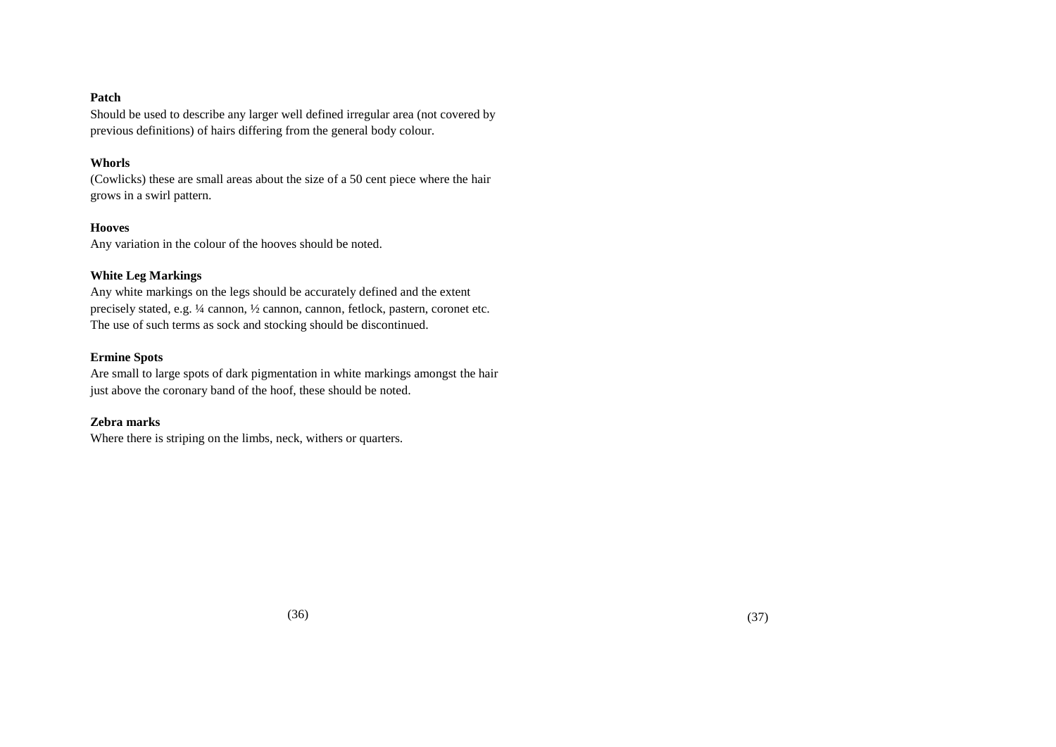**Patch**

Should be used to describe any larger well defined irregular area (not covered by previous definitions) of hairs differing from the general body colour.

**Whorls**

(Cowlicks) these are small areas about the size of a 50 cent piece where the hair grows in a swirl pattern.

**Hooves**

Any variation in the colour of the hooves should be noted.

**White Leg Markings**

Any white markings on the legs should be accurately defined and the extent precisely stated, e.g. ¼ cannon, ½ cannon, cannon, fetlock, pastern, coronet etc. The use of such terms as sock and stocking should be discontinued.

**Ermine Spots**

Are small to large spots of dark pigmentation in white markings amongst the hair just above the coronary band of the hoof, these should be noted.

**Zebra marks**

Where there is striping on the limbs, neck, withers or quarters.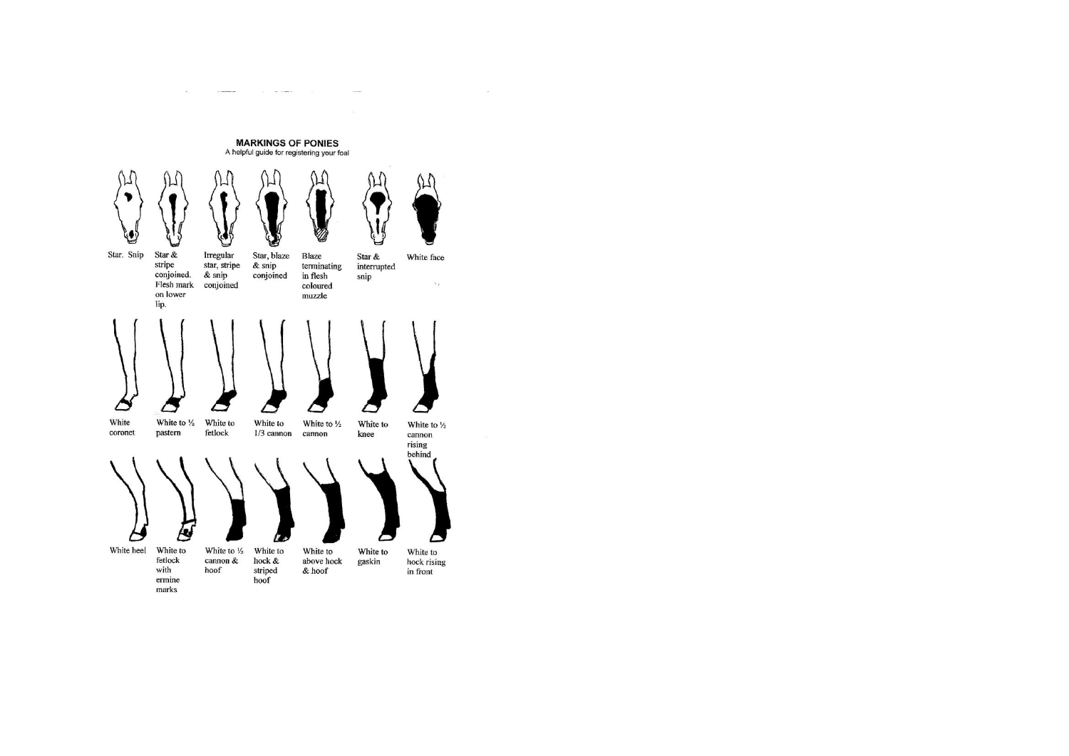## MARKINGS OF PONIES

A helpful guide for registering your foal

Star. Snip

Star & stripe conjoined. Flesh mark on lower lip.

Irregular star, stripe & snip conjoined

Star, blaze & snip conjoined

Blaze terminating in flesh coloured muzzle

Star & interrupted snip

White face

White coronet

White to ½ pastern

White to fetlock

White to 1/3 cannon

White to ½ cannon

White to knee

White to ½ cannon rising behind

White heel

White to fetlock with ermine marks

White to ½ cannon & hoof

White to hock & striped hoof

White to above hock & hoof

White to gaskin

White to hock rising in front